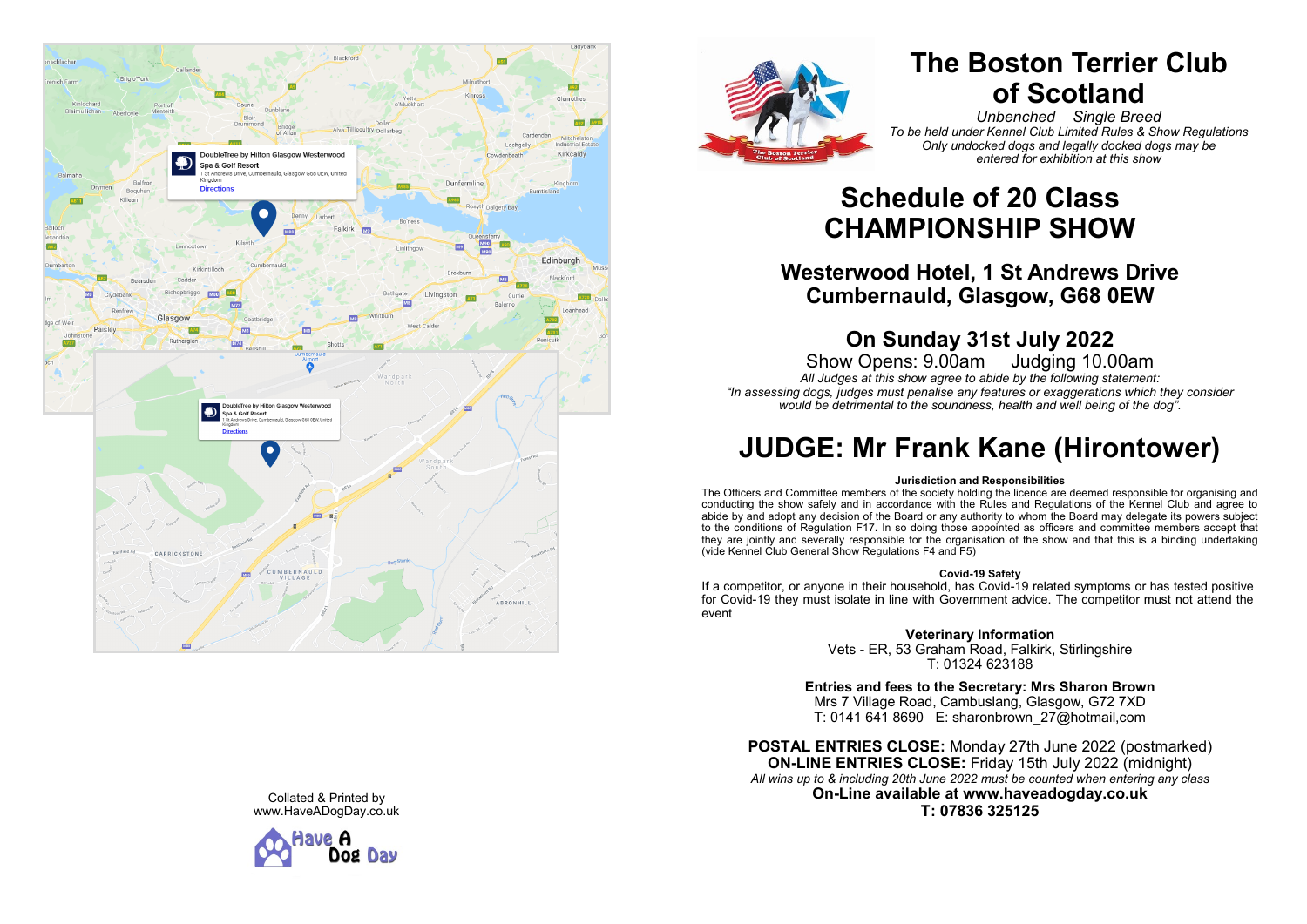# The Boston Terrier Club of Scotland

*Unbenched Single Breed*
*To be held under Kennel Club Limited Rules & Show Regulations*
*Only undocked dogs and legally docked dogs may be entered for exhibition at this show*

# Schedule of 20 Class CHAMPIONSHIP SHOW

## Westerwood Hotel, 1 St Andrews Drive Cumbernauld, Glasgow, G68 0EW

## On Sunday 31st July 2022

Show Opens: 9.00am Judging 10.00am

*All Judges at this show agree to abide by the following statement:*
*"In assessing dogs, judges must penalise any features or exaggerations which they consider would be detrimental to the soundness, health and well being of the dog".*

# JUDGE: Mr Frank Kane (Hirontower)

**Jurisdiction and Responsibilities**

The Officers and Committee members of the society holding the licence are deemed responsible for organising and conducting the show safely and in accordance with the Rules and Regulations of the Kennel Club and agree to abide by and adopt any decision of the Board or any authority to whom the Board may delegate its powers subject to the conditions of Regulation F17. In so doing those appointed as officers and committee members accept that they are jointly and severally responsible for the organisation of the show and that this is a binding undertaking (vide Kennel Club General Show Regulations F4 and F5)

**Covid-19 Safety**

If a competitor, or anyone in their household, has Covid-19 related symptoms or has tested positive for Covid-19 they must isolate in line with Government advice. The competitor must not attend the event

**Veterinary Information**

Vets - ER, 53 Graham Road, Falkirk, Stirlingshire
T: 01324 623188

**Entries and fees to the Secretary: Mrs Sharon Brown**

Mrs 7 Village Road, Cambuslang, Glasgow, G72 7XD
T: 0141 641 8690 E: sharonbrown_27@hotmail,com

**POSTAL ENTRIES CLOSE:** Monday 27th June 2022 (postmarked)
**ON-LINE ENTRIES CLOSE:** Friday 15th July 2022 (midnight)
*All wins up to & including 20th June 2022 must be counted when entering any class*
**On-Line available at www.haveadogday.co.uk**
**T: 07836 325125**

Collated & Printed by
www.HaveADogDay.co.uk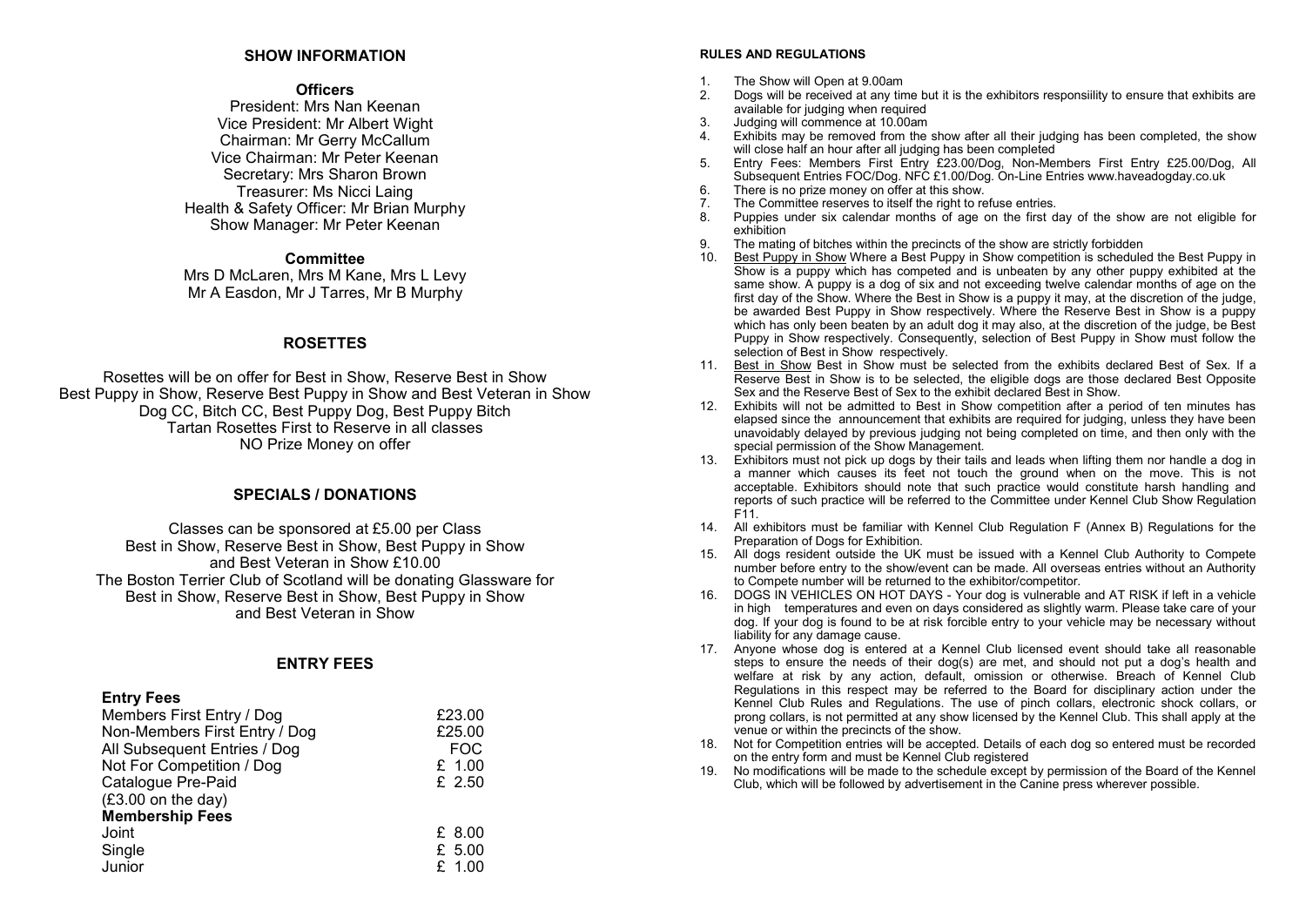## SHOW INFORMATION

### Officers

President: Mrs Nan Keenan
Vice President: Mr Albert Wight
Chairman: Mr Gerry McCallum
Vice Chairman: Mr Peter Keenan
Secretary: Mrs Sharon Brown
Treasurer: Ms Nicci Laing
Health & Safety Officer: Mr Brian Murphy
Show Manager: Mr Peter Keenan

### Committee

Mrs D McLaren, Mrs M Kane, Mrs L Levy
Mr A Easdon, Mr J Tarres, Mr B Murphy

## ROSETTES

Rosettes will be on offer for Best in Show, Reserve Best in Show
Best Puppy in Show, Reserve Best Puppy in Show and Best Veteran in Show
Dog CC, Bitch CC, Best Puppy Dog, Best Puppy Bitch
Tartan Rosettes First to Reserve in all classes
NO Prize Money on offer

## SPECIALS / DONATIONS

Classes can be sponsored at £5.00 per Class
Best in Show, Reserve Best in Show, Best Puppy in Show
and Best Veteran in Show £10.00
The Boston Terrier Club of Scotland will be donating Glassware for
Best in Show, Reserve Best in Show, Best Puppy in Show
and Best Veteran in Show

## ENTRY FEES

| **Entry Fees** | |
|---|---|
| Members First Entry / Dog | £23.00 |
| Non-Members First Entry / Dog | £25.00 |
| All Subsequent Entries / Dog | FOC |
| Not For Competition / Dog | £ 1.00 |
| Catalogue Pre-Paid (£3.00 on the day) | £ 2.50 |
| **Membership Fees** | |
| Joint | £ 8.00 |
| Single | £ 5.00 |
| Junior | £ 1.00 |

## RULES AND REGULATIONS

1. The Show will Open at 9.00am
2. Dogs will be received at any time but it is the exhibitors responsiility to ensure that exhibits are available for judging when required
3. Judging will commence at 10.00am
4. Exhibits may be removed from the show after all their judging has been completed, the show will close half an hour after all judging has been completed
5. Entry Fees: Members First Entry £23.00/Dog, Non-Members First Entry £25.00/Dog, All Subsequent Entries FOC/Dog. NFC £1.00/Dog. On-Line Entries www.haveadogday.co.uk
6. There is no prize money on offer at this show.
7. The Committee reserves to itself the right to refuse entries.
8. Puppies under six calendar months of age on the first day of the show are not eligible for exhibition
9. The mating of bitches within the precincts of the show are strictly forbidden
10. Best Puppy in Show Where a Best Puppy in Show competition is scheduled the Best Puppy in Show is a puppy which has competed and is unbeaten by any other puppy exhibited at the same show. A puppy is a dog of six and not exceeding twelve calendar months of age on the first day of the Show. Where the Best in Show is a puppy it may, at the discretion of the judge, be awarded Best Puppy in Show respectively. Where the Reserve Best in Show is a puppy which has only been beaten by an adult dog it may also, at the discretion of the judge, be Best Puppy in Show respectively. Consequently, selection of Best Puppy in Show must follow the selection of Best in Show respectively.
11. Best in Show Best in Show must be selected from the exhibits declared Best of Sex. If a Reserve Best in Show is to be selected, the eligible dogs are those declared Best Opposite Sex and the Reserve Best of Sex to the exhibit declared Best in Show.
12. Exhibits will not be admitted to Best in Show competition after a period of ten minutes has elapsed since the announcement that exhibits are required for judging, unless they have been unavoidably delayed by previous judging not being completed on time, and then only with the special permission of the Show Management.
13. Exhibitors must not pick up dogs by their tails and leads when lifting them nor handle a dog in a manner which causes its feet not touch the ground when on the move. This is not acceptable. Exhibitors should note that such practice would constitute harsh handling and reports of such practice will be referred to the Committee under Kennel Club Show Regulation F11.
14. All exhibitors must be familiar with Kennel Club Regulation F (Annex B) Regulations for the Preparation of Dogs for Exhibition.
15. All dogs resident outside the UK must be issued with a Kennel Club Authority to Compete number before entry to the show/event can be made. All overseas entries without an Authority to Compete number will be returned to the exhibitor/competitor.
16. DOGS IN VEHICLES ON HOT DAYS - Your dog is vulnerable and AT RISK if left in a vehicle in high temperatures and even on days considered as slightly warm. Please take care of your dog. If your dog is found to be at risk forcible entry to your vehicle may be necessary without liability for any damage cause.
17. Anyone whose dog is entered at a Kennel Club licensed event should take all reasonable steps to ensure the needs of their dog(s) are met, and should not put a dog's health and welfare at risk by any action, default, omission or otherwise. Breach of Kennel Club Regulations in this respect may be referred to the Board for disciplinary action under the Kennel Club Rules and Regulations. The use of pinch collars, electronic shock collars, or prong collars, is not permitted at any show licensed by the Kennel Club. This shall apply at the venue or within the precincts of the show.
18. Not for Competition entries will be accepted. Details of each dog so entered must be recorded on the entry form and must be Kennel Club registered
19. No modifications will be made to the schedule except by permission of the Board of the Kennel Club, which will be followed by advertisement in the Canine press wherever possible.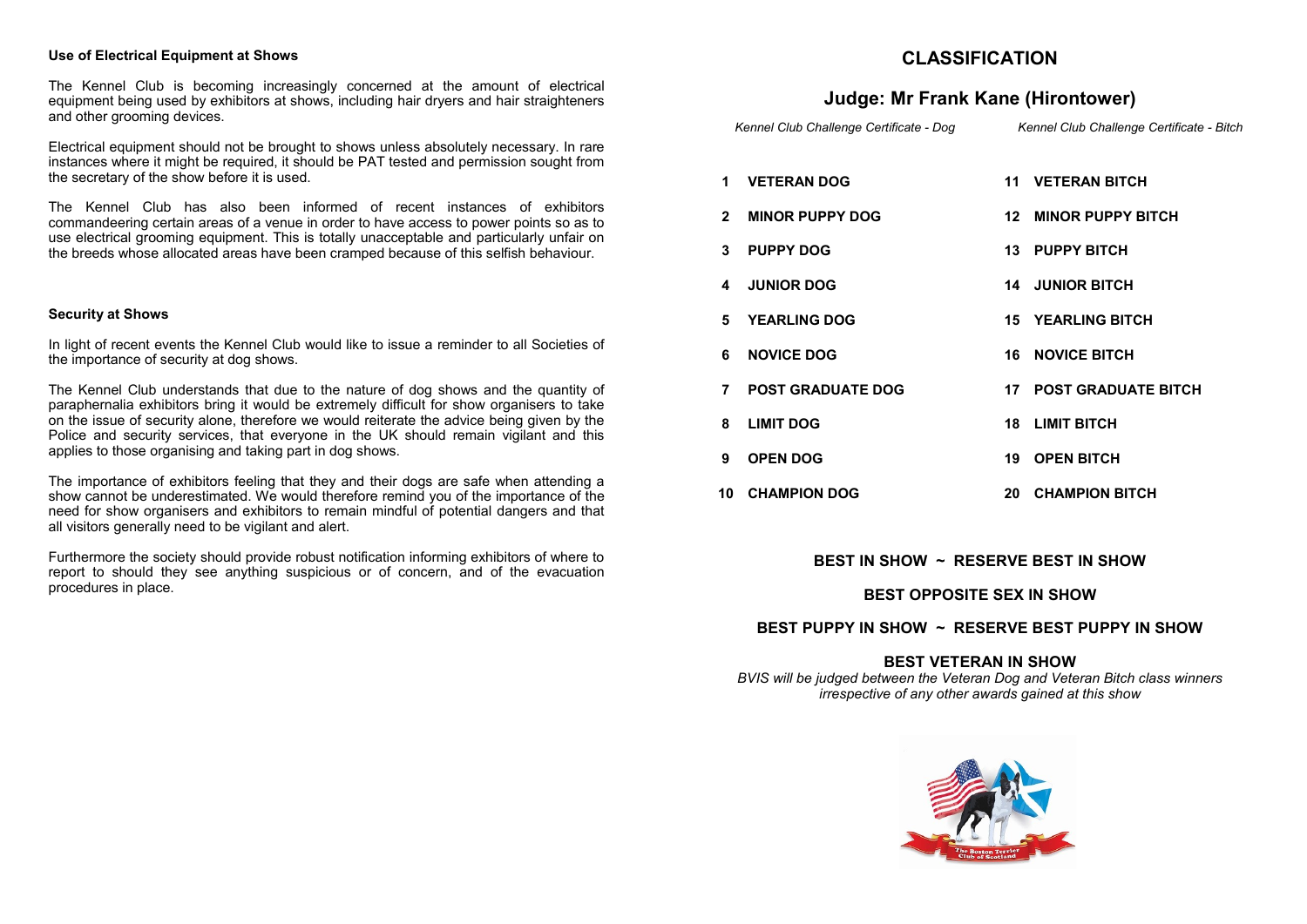**Use of Electrical Equipment at Shows**

The Kennel Club is becoming increasingly concerned at the amount of electrical equipment being used by exhibitors at shows, including hair dryers and hair straighteners and other grooming devices.

Electrical equipment should not be brought to shows unless absolutely necessary. In rare instances where it might be required, it should be PAT tested and permission sought from the secretary of the show before it is used.

The Kennel Club has also been informed of recent instances of exhibitors commandeering certain areas of a venue in order to have access to power points so as to use electrical grooming equipment. This is totally unacceptable and particularly unfair on the breeds whose allocated areas have been cramped because of this selfish behaviour.

**Security at Shows**

In light of recent events the Kennel Club would like to issue a reminder to all Societies of the importance of security at dog shows.

The Kennel Club understands that due to the nature of dog shows and the quantity of paraphernalia exhibitors bring it would be extremely difficult for show organisers to take on the issue of security alone, therefore we would reiterate the advice being given by the Police and security services, that everyone in the UK should remain vigilant and this applies to those organising and taking part in dog shows.

The importance of exhibitors feeling that they and their dogs are safe when attending a show cannot be underestimated. We would therefore remind you of the importance of the need for show organisers and exhibitors to remain mindful of potential dangers and that all visitors generally need to be vigilant and alert.

Furthermore the society should provide robust notification informing exhibitors of where to report to should they see anything suspicious or of concern, and of the evacuation procedures in place.

# CLASSIFICATION

## Judge: Mr Frank Kane (Hirontower)

| *Kennel Club Challenge Certificate - Dog* | *Kennel Club Challenge Certificate - Bitch* |
| --- | --- |
| **1 VETERAN DOG** | **11 VETERAN BITCH** |
| **2 MINOR PUPPY DOG** | **12 MINOR PUPPY BITCH** |
| **3 PUPPY DOG** | **13 PUPPY BITCH** |
| **4 JUNIOR DOG** | **14 JUNIOR BITCH** |
| **5 YEARLING DOG** | **15 YEARLING BITCH** |
| **6 NOVICE DOG** | **16 NOVICE BITCH** |
| **7 POST GRADUATE DOG** | **17 POST GRADUATE BITCH** |
| **8 LIMIT DOG** | **18 LIMIT BITCH** |
| **9 OPEN DOG** | **19 OPEN BITCH** |
| **10 CHAMPION DOG** | **20 CHAMPION BITCH** |

**BEST IN SHOW ~ RESERVE BEST IN SHOW**

**BEST OPPOSITE SEX IN SHOW**

**BEST PUPPY IN SHOW ~ RESERVE BEST PUPPY IN SHOW**

**BEST VETERAN IN SHOW**

*BVIS will be judged between the Veteran Dog and Veteran Bitch class winners irrespective of any other awards gained at this show*

The Boston Terrier Club of Scotland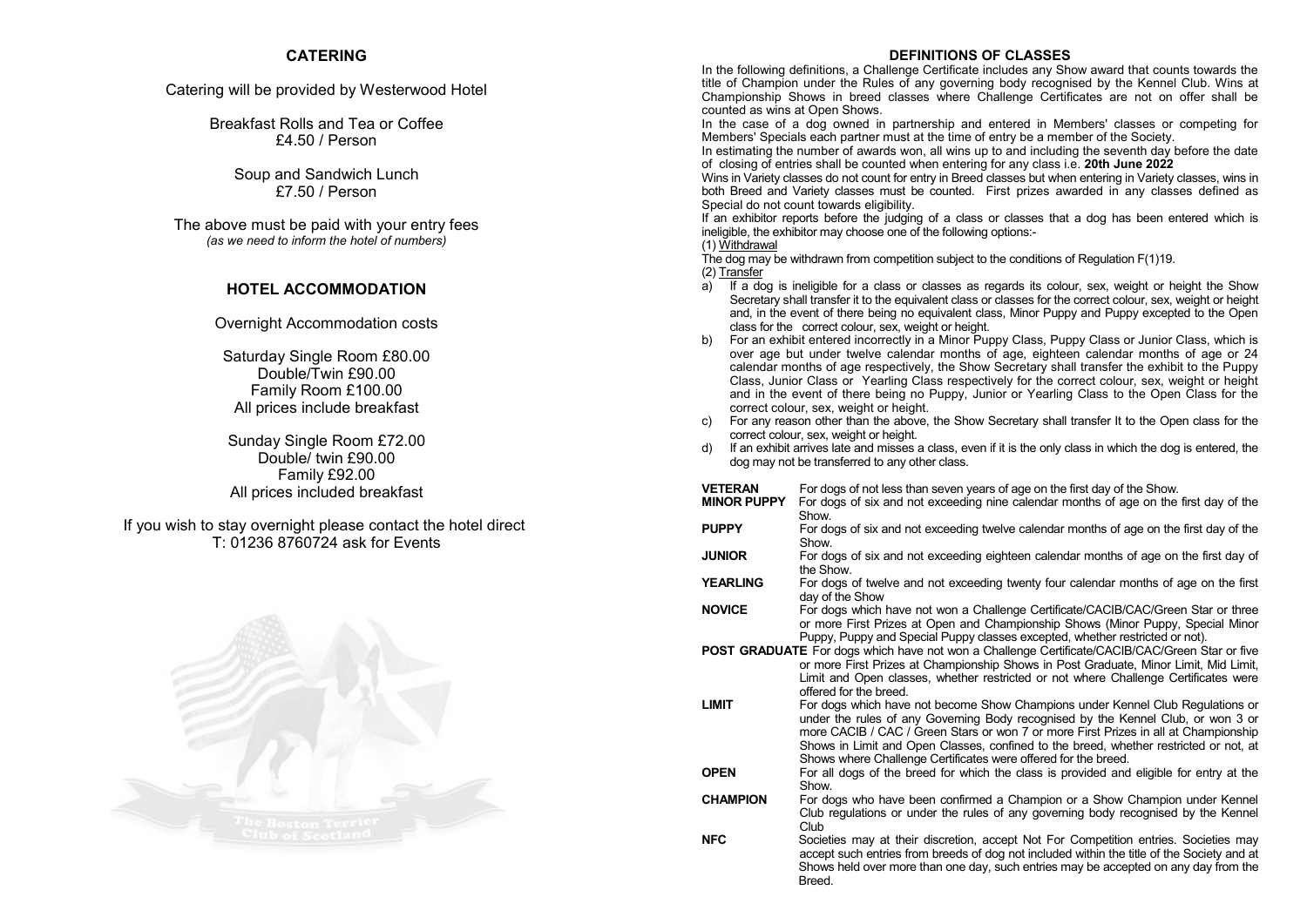## CATERING

Catering will be provided by Westerwood Hotel

Breakfast Rolls and Tea or Coffee
£4.50 / Person

Soup and Sandwich Lunch
£7.50 / Person

The above must be paid with your entry fees
*(as we need to inform the hotel of numbers)*

## HOTEL ACCOMMODATION

Overnight Accommodation costs

Saturday Single Room £80.00
Double/Twin £90.00
Family Room £100.00
All prices include breakfast

Sunday Single Room £72.00
Double/ twin £90.00
Family £92.00
All prices included breakfast

If you wish to stay overnight please contact the hotel direct
T: 01236 8760724 ask for Events

## DEFINITIONS OF CLASSES

In the following definitions, a Challenge Certificate includes any Show award that counts towards the title of Champion under the Rules of any governing body recognised by the Kennel Club. Wins at Championship Shows in breed classes where Challenge Certificates are not on offer shall be counted as wins at Open Shows.

In the case of a dog owned in partnership and entered in Members' classes or competing for Members' Specials each partner must at the time of entry be a member of the Society.

In estimating the number of awards won, all wins up to and including the seventh day before the date of closing of entries shall be counted when entering for any class i.e. **20th June 2022**

Wins in Variety classes do not count for entry in Breed classes but when entering in Variety classes, wins in both Breed and Variety classes must be counted. First prizes awarded in any classes defined as Special do not count towards eligibility.

If an exhibitor reports before the judging of a class or classes that a dog has been entered which is ineligible, the exhibitor may choose one of the following options:-

(1) Withdrawal

The dog may be withdrawn from competition subject to the conditions of Regulation F(1)19.

(2) Transfer

a) If a dog is ineligible for a class or classes as regards its colour, sex, weight or height the Show Secretary shall transfer it to the equivalent class or classes for the correct colour, sex, weight or height and, in the event of there being no equivalent class, Minor Puppy and Puppy excepted to the Open class for the correct colour, sex, weight or height.

b) For an exhibit entered incorrectly in a Minor Puppy Class, Puppy Class or Junior Class, which is over age but under twelve calendar months of age, eighteen calendar months of age or 24 calendar months of age respectively, the Show Secretary shall transfer the exhibit to the Puppy Class, Junior Class or Yearling Class respectively for the correct colour, sex, weight or height and in the event of there being no Puppy, Junior or Yearling Class to the Open Class for the correct colour, sex, weight or height.

c) For any reason other than the above, the Show Secretary shall transfer It to the Open class for the correct colour, sex, weight or height.

d) If an exhibit arrives late and misses a class, even if it is the only class in which the dog is entered, the dog may not be transferred to any other class.

**VETERAN** For dogs of not less than seven years of age on the first day of the Show.

**MINOR PUPPY** For dogs of six and not exceeding nine calendar months of age on the first day of the Show.

**PUPPY** For dogs of six and not exceeding twelve calendar months of age on the first day of the Show.

**JUNIOR** For dogs of six and not exceeding eighteen calendar months of age on the first day of the Show.

**YEARLING** For dogs of twelve and not exceeding twenty four calendar months of age on the first day of the Show

**NOVICE** For dogs which have not won a Challenge Certificate/CACIB/CAC/Green Star or three or more First Prizes at Open and Championship Shows (Minor Puppy, Special Minor Puppy, Puppy and Special Puppy classes excepted, whether restricted or not).

**POST GRADUATE** For dogs which have not won a Challenge Certificate/CACIB/CAC/Green Star or five or more First Prizes at Championship Shows in Post Graduate, Minor Limit, Mid Limit, Limit and Open classes, whether restricted or not where Challenge Certificates were offered for the breed.

**LIMIT** For dogs which have not become Show Champions under Kennel Club Regulations or under the rules of any Governing Body recognised by the Kennel Club, or won 3 or more CACIB / CAC / Green Stars or won 7 or more First Prizes in all at Championship Shows in Limit and Open Classes, confined to the breed, whether restricted or not, at Shows where Challenge Certificates were offered for the breed.

**OPEN** For all dogs of the breed for which the class is provided and eligible for entry at the Show.

**CHAMPION** For dogs who have been confirmed a Champion or a Show Champion under Kennel Club regulations or under the rules of any governing body recognised by the Kennel Club

**NFC** Societies may at their discretion, accept Not For Competition entries. Societies may accept such entries from breeds of dog not included within the title of the Society and at Shows held over more than one day, such entries may be accepted on any day from the Breed.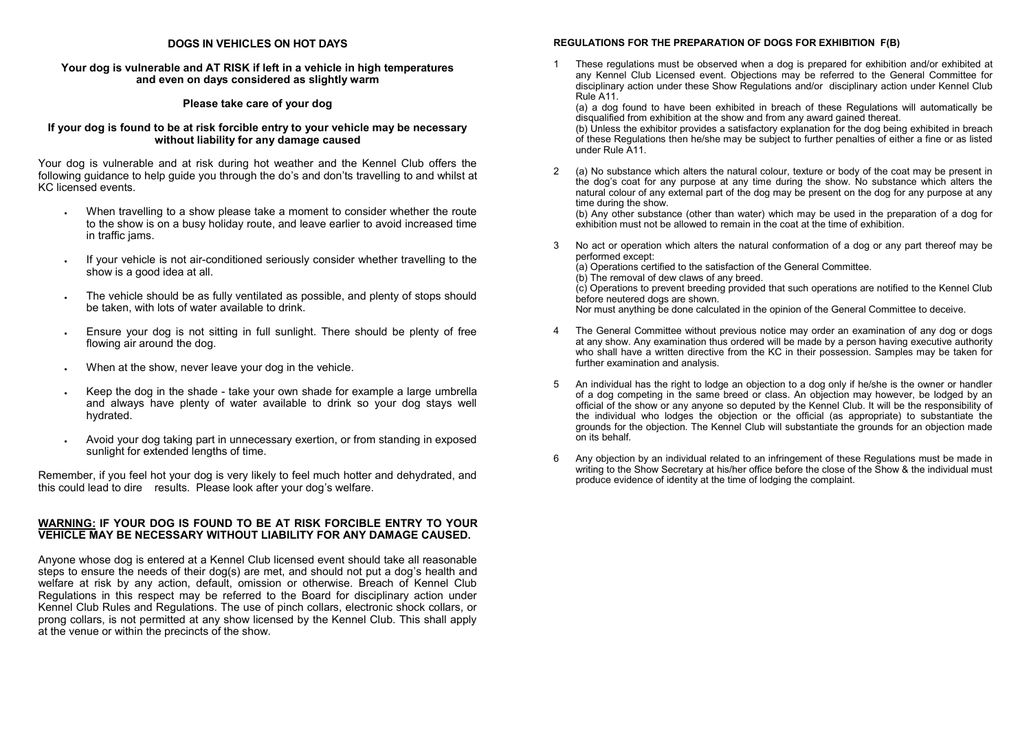## DOGS IN VEHICLES ON HOT DAYS

**Your dog is vulnerable and AT RISK if left in a vehicle in high temperatures and even on days considered as slightly warm**

**Please take care of your dog**

**If your dog is found to be at risk forcible entry to your vehicle may be necessary without liability for any damage caused**

Your dog is vulnerable and at risk during hot weather and the Kennel Club offers the following guidance to help guide you through the do's and don'ts travelling to and whilst at KC licensed events.

- When travelling to a show please take a moment to consider whether the route to the show is on a busy holiday route, and leave earlier to avoid increased time in traffic jams.
- If your vehicle is not air-conditioned seriously consider whether travelling to the show is a good idea at all.
- The vehicle should be as fully ventilated as possible, and plenty of stops should be taken, with lots of water available to drink.
- Ensure your dog is not sitting in full sunlight. There should be plenty of free flowing air around the dog.
- When at the show, never leave your dog in the vehicle.
- Keep the dog in the shade - take your own shade for example a large umbrella and always have plenty of water available to drink so your dog stays well hydrated.
- Avoid your dog taking part in unnecessary exertion, or from standing in exposed sunlight for extended lengths of time.

Remember, if you feel hot your dog is very likely to feel much hotter and dehydrated, and this could lead to dire results. Please look after your dog's welfare.

**WARNING: IF YOUR DOG IS FOUND TO BE AT RISK FORCIBLE ENTRY TO YOUR VEHICLE MAY BE NECESSARY WITHOUT LIABILITY FOR ANY DAMAGE CAUSED.**

Anyone whose dog is entered at a Kennel Club licensed event should take all reasonable steps to ensure the needs of their dog(s) are met, and should not put a dog's health and welfare at risk by any action, default, omission or otherwise. Breach of Kennel Club Regulations in this respect may be referred to the Board for disciplinary action under Kennel Club Rules and Regulations. The use of pinch collars, electronic shock collars, or prong collars, is not permitted at any show licensed by the Kennel Club. This shall apply at the venue or within the precincts of the show.

## REGULATIONS FOR THE PREPARATION OF DOGS FOR EXHIBITION F(B)

1 These regulations must be observed when a dog is prepared for exhibition and/or exhibited at any Kennel Club Licensed event. Objections may be referred to the General Committee for disciplinary action under these Show Regulations and/or disciplinary action under Kennel Club Rule A11.
(a) a dog found to have been exhibited in breach of these Regulations will automatically be disqualified from exhibition at the show and from any award gained thereat.
(b) Unless the exhibitor provides a satisfactory explanation for the dog being exhibited in breach of these Regulations then he/she may be subject to further penalties of either a fine or as listed under Rule A11.

2 (a) No substance which alters the natural colour, texture or body of the coat may be present in the dog's coat for any purpose at any time during the show. No substance which alters the natural colour of any external part of the dog may be present on the dog for any purpose at any time during the show.
(b) Any other substance (other than water) which may be used in the preparation of a dog for exhibition must not be allowed to remain in the coat at the time of exhibition.

3 No act or operation which alters the natural conformation of a dog or any part thereof may be performed except:
(a) Operations certified to the satisfaction of the General Committee.
(b) The removal of dew claws of any breed.
(c) Operations to prevent breeding provided that such operations are notified to the Kennel Club before neutered dogs are shown.
Nor must anything be done calculated in the opinion of the General Committee to deceive.

4 The General Committee without previous notice may order an examination of any dog or dogs at any show. Any examination thus ordered will be made by a person having executive authority who shall have a written directive from the KC in their possession. Samples may be taken for further examination and analysis.

5 An individual has the right to lodge an objection to a dog only if he/she is the owner or handler of a dog competing in the same breed or class. An objection may however, be lodged by an official of the show or any anyone so deputed by the Kennel Club. It will be the responsibility of the individual who lodges the objection or the official (as appropriate) to substantiate the grounds for the objection. The Kennel Club will substantiate the grounds for an objection made on its behalf.

6 Any objection by an individual related to an infringement of these Regulations must be made in writing to the Show Secretary at his/her office before the close of the Show & the individual must produce evidence of identity at the time of lodging the complaint.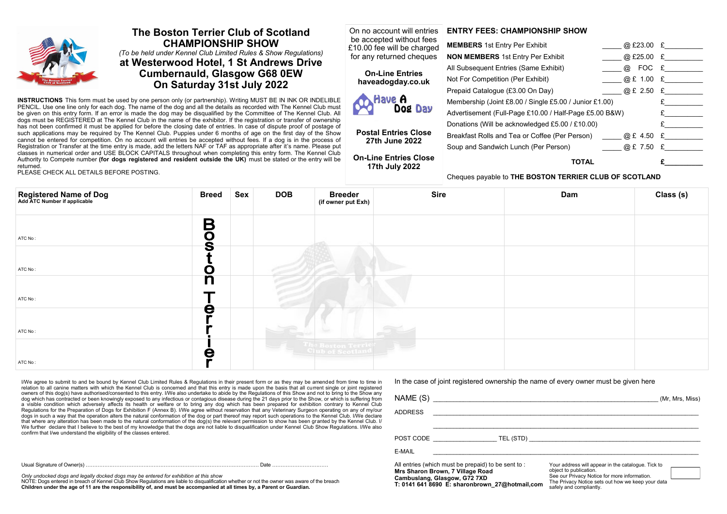# The Boston Terrier Club of Scotland
## CHAMPIONSHIP SHOW

*(To be held under Kennel Club Limited Rules & Show Regulations)*

### at Westerwood Hotel, 1 St Andrews Drive Cumbernauld, Glasgow G68 0EW On Saturday 31st July 2022

**INSTRUCTIONS** This form must be used by one person only (or partnership). Writing MUST BE IN INK OR INDELIBLE PENCIL. Use one line only for each dog. The name of the dog and all the details as recorded with The Kennel Club must be given on this entry form. If an error is made the dog may be disqualified by the Committee of The Kennel Club. All dogs must be REGISTERED at The Kennel Club in the name of the exhibitor. If the registration or transfer of ownership has not been confirmed it must be applied for before the closing date of entries. In case of dispute proof of postage of such applications may be required by The Kennel Club. Puppies under 6 months of age on the first day of the Show cannot be entered for competition. On no account will entries be accepted without fees. If a dog is in the process of Registration or Transfer at the time entry is made, add the letters NAF or TAF as appropriate after it's name. Please put classes in numerical order and USE BLOCK CAPITALS throughout when completing this entry form. The Kennel Club Authority to Compete number **(for dogs registered and resident outside the UK)** must be stated or the entry will be returned.
PLEASE CHECK ALL DETAILS BEFORE POSTING.

On no account will entries be accepted without fees £10.00 fee will be charged for any returned cheques

**On-Line Entries haveadogday.co.uk**

Have A Dog Day

**Postal Entries Close 27th June 2022**

**On-Line Entries Close 17th July 2022**

**ENTRY FEES: CHAMPIONSHIP SHOW**

| | | |
|---|---|---|
| **MEMBERS** 1st Entry Per Exhibit | _____ @ £23.00 | £_________ |
| **NON MEMBERS** 1st Entry Per Exhibit | _____ @ £25.00 | £_________ |
| All Subsequent Entries (Same Exhibit) | _____ @ FOC | £_________ |
| Not For Competition (Per Exhibit) | _____ @ £ 1.00 | £_________ |
| Prepaid Catalogue (£3.00 On Day) | _____ @ £ 2.50 | £_________ |
| Membership (Joint £8.00 / Single £5.00 / Junior £1.00) | | £_________ |
| Advertisement (Full-Page £10.00 / Half-Page £5.00 B&W) | | £_________ |
| Donations (Will be acknowledged £5.00 / £10.00) | | £_________ |
| Breakfast Rolls and Tea or Coffee (Per Person) | _____ @ £ 4.50 | £_________ |
| Soup and Sandwich Lunch (Per Person) | _____ @ £ 7.50 | £_________ |
| **TOTAL** | | **£_________** |

Cheques payable to **THE BOSTON TERRIER CLUB OF SCOTLAND**

| Registered Name of Dog<br>Add ATC Number if applicable | Breed | Sex | DOB | Breeder (if owner put Exh) | Sire | Dam | Class (s) |
|---|---|---|---|---|---|---|---|
| ATC No : | Boston Terrier | | | | | | |
| ATC No : | | | | | | | |
| ATC No : | | | | | | | |
| ATC No : | | | | | | | |
| ATC No : | | | | | | | |

I/We agree to submit to and be bound by Kennel Club Limited Rules & Regulations in their present form or as they may be amended from time to time in relation to all canine matters with which the Kennel Club is concerned and that this entry is made upon the basis that all current single or joint registered owners of this dog(s) have authorised/consented to this entry. I/We also undertake to abide by the Regulations of this Show and not to bring to the Show any dog which has contracted or been knowingly exposed to any infectious or contagious disease during the 21 days prior to the Show, or which is suffering from a visible condition which adversely affects its health or welfare or to bring any dog which has been prepared for exhibition contrary to Kennel Club Regulations for the Preparation of Dogs for Exhibition F (Annex B). I/We agree without reservation that any Veterinary Surgeon operating on any of my/our dogs in such a way that the operation alters the natural conformation of the dog or part thereof may report such operations to the Kennel Club. I/We declare that where any alteration has been made to the natural conformation of the dog(s) the relevant permission to show has been granted by the Kennel Club. I/ We further declare that I believe to the best of my knowledge that the dogs are not liable to disqualification under Kennel Club Show Regulations. I/We also confirm that I/we understand the eligibility of the classes entered.

Usual Signature of Owner(s) .................................................................................................... Date ................................

*Only undocked dogs and legally docked dogs may be entered for exhibition at this show*
NOTE: Dogs entered in breach of Kennel Club Show Regulations are liable to disqualification whether or not the owner was aware of the breach
**Children under the age of 11 are the responsibility of, and must be accompanied at all times by, a Parent or Guardian.**

In the case of joint registered ownership the name of every owner must be given here

NAME (S) ____________________________________________ (Mr, Mrs, Miss)

ADDRESS ____________________________________________

____________________________________________

POST CODE _________________ TEL (STD) ____________________________

E-MAIL ____________________________________________

All entries (which must be prepaid) to be sent to :
**Mrs Sharon Brown, 7 Village Road Cambuslang, Glasgow, G72 7XD**
**T: 0141 641 8690 E: sharonbrown_27@hotmail.com**

Your address will appear in the catalogue. Tick to object to publication.
See our Privacy Notice for more information.
The Privacy Notice sets out how we keep your data safely and compliantly.